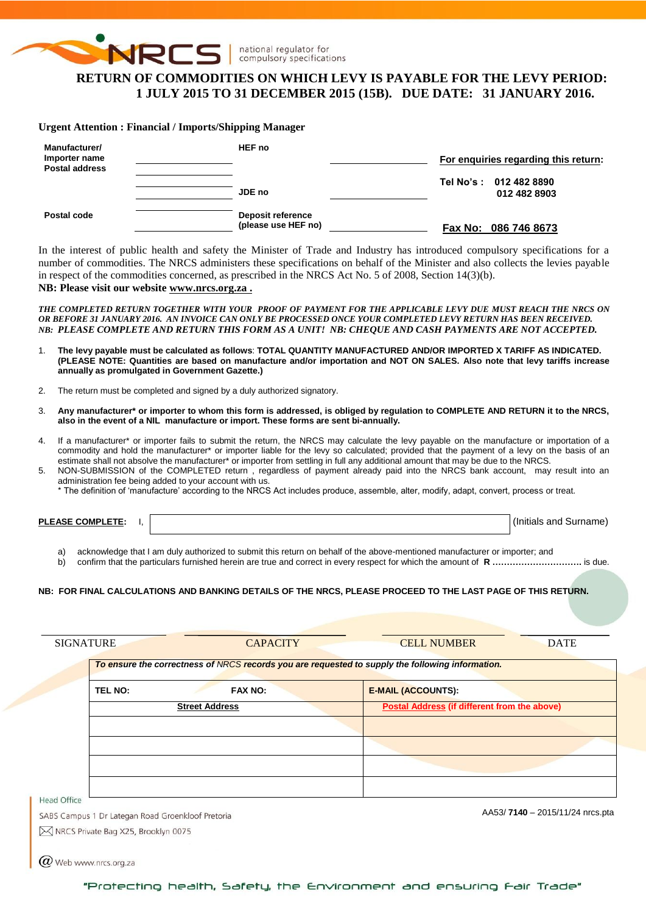NRCS | national regulator for compulsory specifications

# RETURN OF COMMODITIES ON WHICH LEVY IS PAYABLE FOR THE LEVY PERIOD: 1 JULY 2015 TO 31 DECEMBER 2015 (15B). DUE DATE: 31 JANUARY 2016.

**Urgent Attention : Financial / Imports/Shipping Manager**

| | | | | |
|---|---|---|---|---|
| **Manufacturer/ Importer name Postal address** | ____________ | **HEF no** | ____________ | **For enquiries regarding this return:** |
| | ____________ | **JDE no** | ____________ | **Tel No's : 012 482 8890 / 012 482 8903** |
| **Postal code** | ____________ | **Deposit reference (please use HEF no)** | ____________ | **Fax No: 086 746 8673** |

In the interest of public health and safety the Minister of Trade and Industry has introduced compulsory specifications for a number of commodities. The NRCS administers these specifications on behalf of the Minister and also collects the levies payable in respect of the commodities concerned, as prescribed in the NRCS Act No. 5 of 2008, Section 14(3)(b).

**NB: Please visit our website www.nrcs.org.za .**

***THE COMPLETED RETURN TOGETHER WITH YOUR PROOF OF PAYMENT FOR THE APPLICABLE LEVY DUE MUST REACH THE NRCS ON OR BEFORE 31 JANUARY 2016. AN INVOICE CAN ONLY BE PROCESSED ONCE YOUR COMPLETED LEVY RETURN HAS BEEN RECEIVED.***
***NB: PLEASE COMPLETE AND RETURN THIS FORM AS A UNIT! NB: CHEQUE AND CASH PAYMENTS ARE NOT ACCEPTED.***

1. **The levy payable must be calculated as follows**: **TOTAL QUANTITY MANUFACTURED AND/OR IMPORTED X TARIFF AS INDICATED. (PLEASE NOTE: Quantities are based on manufacture and/or importation and NOT ON SALES. Also note that levy tariffs increase annually as promulgated in Government Gazette.)**
2. The return must be completed and signed by a duly authorized signatory.
3. **Any manufacturer\* or importer to whom this form is addressed, is obliged by regulation to COMPLETE AND RETURN it to the NRCS, also in the event of a NIL manufacture or import. These forms are sent bi-annually.**
4. If a manufacturer\* or importer fails to submit the return, the NRCS may calculate the levy payable on the manufacture or importation of a commodity and hold the manufacturer\* or importer liable for the levy so calculated; provided that the payment of a levy on the basis of an estimate shall not absolve the manufacturer\* or importer from settling in full any additional amount that may be due to the NRCS.
5. NON-SUBMISSION of the COMPLETED return , regardless of payment already paid into the NRCS bank account, may result into an administration fee being added to your account with us.

\* The definition of 'manufacture' according to the NRCS Act includes produce, assemble, alter, modify, adapt, convert, process or treat.

**PLEASE COMPLETE**: I, ______________________________ (Initials and Surname)

a) acknowledge that I am duly authorized to submit this return on behalf of the above-mentioned manufacturer or importer; and
b) confirm that the particulars furnished herein are true and correct in every respect for which the amount of **R ..............................** is due.

**NB: FOR FINAL CALCULATIONS AND BANKING DETAILS OF THE NRCS, PLEASE PROCEED TO THE LAST PAGE OF THIS RETURN.**

| SIGNATURE | CAPACITY | CELL NUMBER | DATE |
|---|---|---|---|
| | | | |

***To ensure the correctness of NRCS records you are requested to supply the following information.***

| TEL NO: | FAX NO: | E-MAIL (ACCOUNTS): |
|---|---|---|
| **Street Address** | | **Postal Address (if different from the above)** |
| | | |
| | | |
| | | |
| | | |

Head Office
SABS Campus 1 Dr Lategan Road Groenkloof Pretoria
NRCS Private Bag X25, Brooklyn 0075
Web www.nrcs.org.za

AA53/ **7140** – 2015/11/24 nrcs.pta

"Protecting health, Safety, the Environment and ensuring Fair Trade"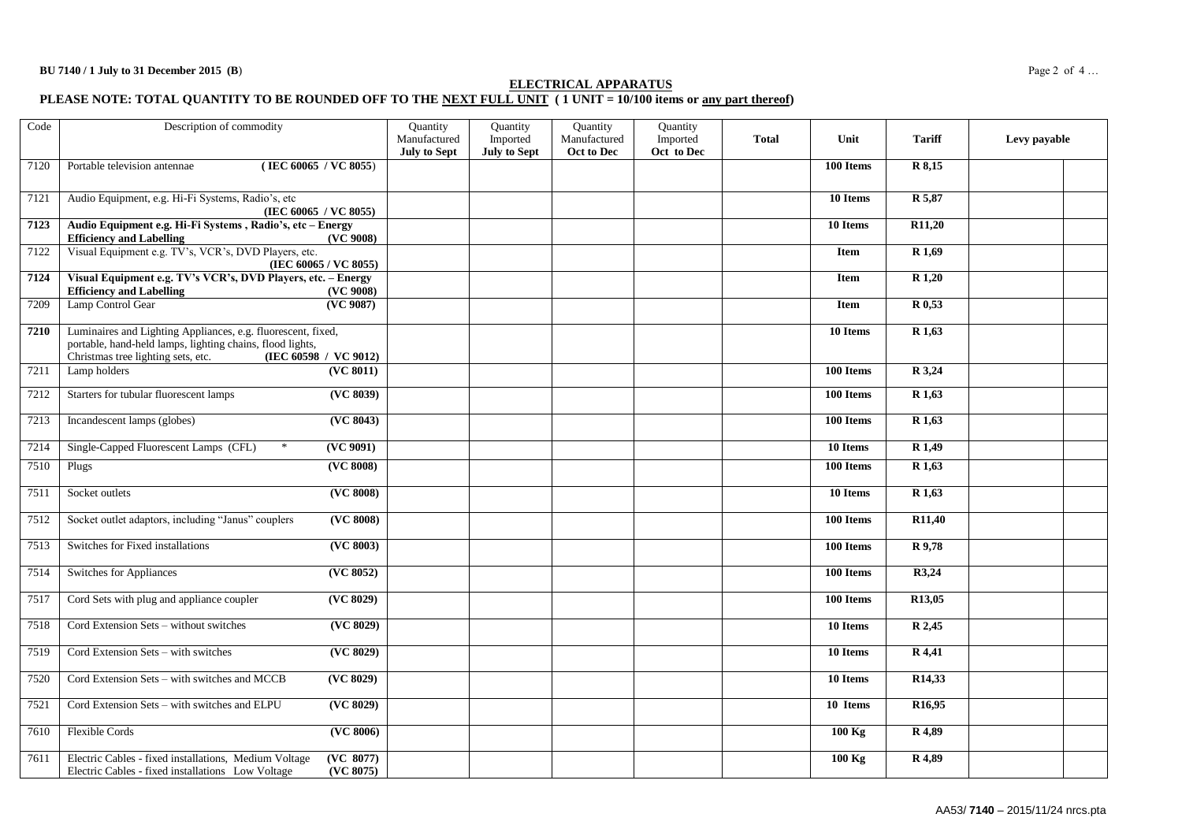## ELECTRICAL APPARATUS

**PLEASE NOTE: TOTAL QUANTITY TO BE ROUNDED OFF TO THE NEXT FULL UNIT ( 1 UNIT = 10/100 items or any part thereof)**

| Code | Description of commodity | Quantity Manufactured **July to Sept** | Quantity Imported **July to Sept** | Quantity Manufactured **Oct to Dec** | Quantity Imported **Oct to Dec** | **Total** | **Unit** | **Tariff** | **Levy payable** | |
|---|---|---|---|---|---|---|---|---|---|---|
| 7120 | Portable television antennae **( IEC 60065 / VC 8055)** | | | | | | **100 Items** | **R 8,15** | | |
| 7121 | Audio Equipment, e.g. Hi-Fi Systems, Radio's, etc **(IEC 60065 / VC 8055)** | | | | | | **10 Items** | **R 5,87** | | |
| **7123** | **Audio Equipment e.g. Hi-Fi Systems , Radio's, etc – Energy Efficiency and Labelling (VC 9008)** | | | | | | **10 Items** | **R11,20** | | |
| 7122 | Visual Equipment e.g. TV's, VCR's, DVD Players, etc. **(IEC 60065 / VC 8055)** | | | | | | **Item** | **R 1,69** | | |
| **7124** | **Visual Equipment e.g. TV's VCR's, DVD Players, etc. – Energy Efficiency and Labelling (VC 9008)** | | | | | | **Item** | **R 1,20** | | |
| 7209 | Lamp Control Gear **(VC 9087)** | | | | | | **Item** | **R 0,53** | | |
| **7210** | Luminaires and Lighting Appliances, e.g. fluorescent, fixed, portable, hand-held lamps, lighting chains, flood lights, Christmas tree lighting sets, etc. **(IEC 60598 / VC 9012)** | | | | | | **10 Items** | **R 1,63** | | |
| 7211 | Lamp holders **(VC 8011)** | | | | | | **100 Items** | **R 3,24** | | |
| 7212 | Starters for tubular fluorescent lamps **(VC 8039)** | | | | | | **100 Items** | **R 1,63** | | |
| 7213 | Incandescent lamps (globes) **(VC 8043)** | | | | | | **100 Items** | **R 1,63** | | |
| 7214 | Single-Capped Fluorescent Lamps (CFL) * **(VC 9091)** | | | | | | **10 Items** | **R 1,49** | | |
| 7510 | Plugs **(VC 8008)** | | | | | | **100 Items** | **R 1,63** | | |
| 7511 | Socket outlets **(VC 8008)** | | | | | | **10 Items** | **R 1,63** | | |
| 7512 | Socket outlet adaptors, including "Janus" couplers **(VC 8008)** | | | | | | **100 Items** | **R11,40** | | |
| 7513 | Switches for Fixed installations **(VC 8003)** | | | | | | **100 Items** | **R 9,78** | | |
| 7514 | Switches for Appliances **(VC 8052)** | | | | | | **100 Items** | **R3,24** | | |
| 7517 | Cord Sets with plug and appliance coupler **(VC 8029)** | | | | | | **100 Items** | **R13,05** | | |
| 7518 | Cord Extension Sets – without switches **(VC 8029)** | | | | | | **10 Items** | **R 2,45** | | |
| 7519 | Cord Extension Sets – with switches **(VC 8029)** | | | | | | **10 Items** | **R 4,41** | | |
| 7520 | Cord Extension Sets – with switches and MCCB **(VC 8029)** | | | | | | **10 Items** | **R14,33** | | |
| 7521 | Cord Extension Sets – with switches and ELPU **(VC 8029)** | | | | | | **10 Items** | **R16,95** | | |
| 7610 | Flexible Cords **(VC 8006)** | | | | | | **100 Kg** | **R 4,89** | | |
| 7611 | Electric Cables - fixed installations, Medium Voltage **(VC 8077)** Electric Cables - fixed installations Low Voltage **(VC 8075)** | | | | | | **100 Kg** | **R 4,89** | | |

AA53/ **7140** – 2015/11/24 nrcs.pta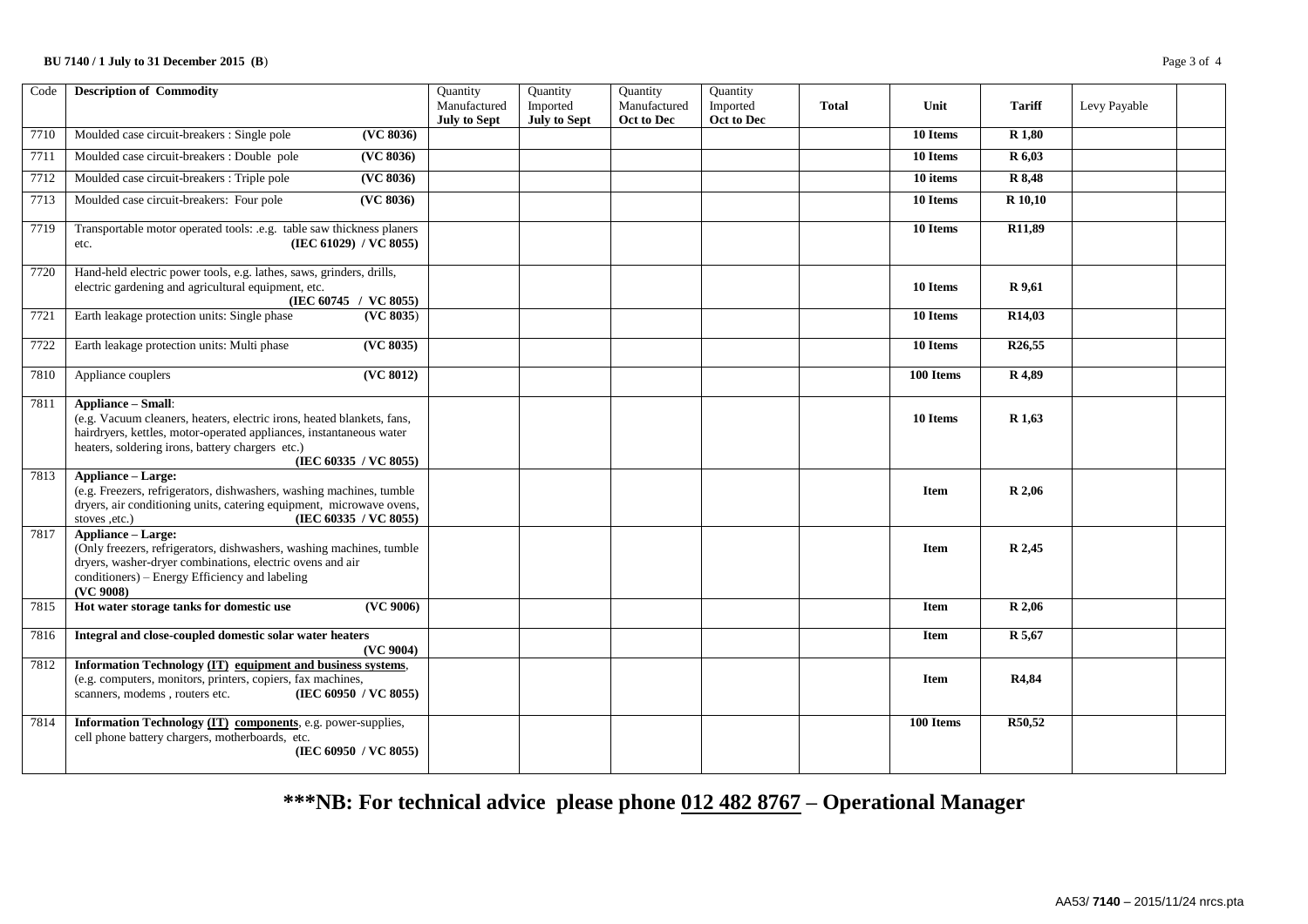| Code | Description of Commodity | Quantity Manufactured **July to Sept** | Quantity Imported **July to Sept** | Quantity Manufactured **Oct to Dec** | Quantity Imported **Oct to Dec** | **Total** | **Unit** | **Tariff** | Levy Payable | |
|---|---|---|---|---|---|---|---|---|---|---|
| 7710 | Moulded case circuit-breakers : Single pole **(VC 8036)** | | | | | | **10 Items** | **R 1,80** | | |
| 7711 | Moulded case circuit-breakers : Double pole **(VC 8036)** | | | | | | **10 Items** | **R 6,03** | | |
| 7712 | Moulded case circuit-breakers : Triple pole **(VC 8036)** | | | | | | **10 items** | **R 8,48** | | |
| 7713 | Moulded case circuit-breakers: Four pole **(VC 8036)** | | | | | | **10 Items** | **R 10,10** | | |
| 7719 | Transportable motor operated tools: .e.g. table saw thickness planers etc. **(IEC 61029) / VC 8055)** | | | | | | **10 Items** | **R11,89** | | |
| 7720 | Hand-held electric power tools, e.g. lathes, saws, grinders, drills, electric gardening and agricultural equipment, etc. **(IEC 60745 / VC 8055)** | | | | | | **10 Items** | **R 9,61** | | |
| 7721 | Earth leakage protection units: Single phase **(VC 8035)** | | | | | | **10 Items** | **R14,03** | | |
| 7722 | Earth leakage protection units: Multi phase **(VC 8035)** | | | | | | **10 Items** | **R26,55** | | |
| 7810 | Appliance couplers **(VC 8012)** | | | | | | **100 Items** | **R 4,89** | | |
| 7811 | **Appliance – Small**: (e.g. Vacuum cleaners, heaters, electric irons, heated blankets, fans, hairdryers, kettles, motor-operated appliances, instantaneous water heaters, soldering irons, battery chargers etc.) **(IEC 60335 / VC 8055)** | | | | | | **10 Items** | **R 1,63** | | |
| 7813 | **Appliance – Large:** (e.g. Freezers, refrigerators, dishwashers, washing machines, tumble dryers, air conditioning units, catering equipment, microwave ovens, stoves ,etc.) **(IEC 60335 / VC 8055)** | | | | | | **Item** | **R 2,06** | | |
| 7817 | **Appliance – Large:** (Only freezers, refrigerators, dishwashers, washing machines, tumble dryers, washer-dryer combinations, electric ovens and air conditioners) – Energy Efficiency and labeling **(VC 9008)** | | | | | | **Item** | **R 2,45** | | |
| 7815 | **Hot water storage tanks for domestic use (VC 9006)** | | | | | | **Item** | **R 2,06** | | |
| 7816 | **Integral and close-coupled domestic solar water heaters (VC 9004)** | | | | | | **Item** | **R 5,67** | | |
| 7812 | **Information Technology (IT) equipment and business systems**, (e.g. computers, monitors, printers, copiers, fax machines, scanners, modems , routers etc. **(IEC 60950 / VC 8055)** | | | | | | **Item** | **R4,84** | | |
| 7814 | **Information Technology (IT) components**, e.g. power-supplies, cell phone battery chargers, motherboards, etc. **(IEC 60950 / VC 8055)** | | | | | | **100 Items** | **R50,52** | | |

**\*\*\*NB: For technical advice please phone 012 482 8767 – Operational Manager**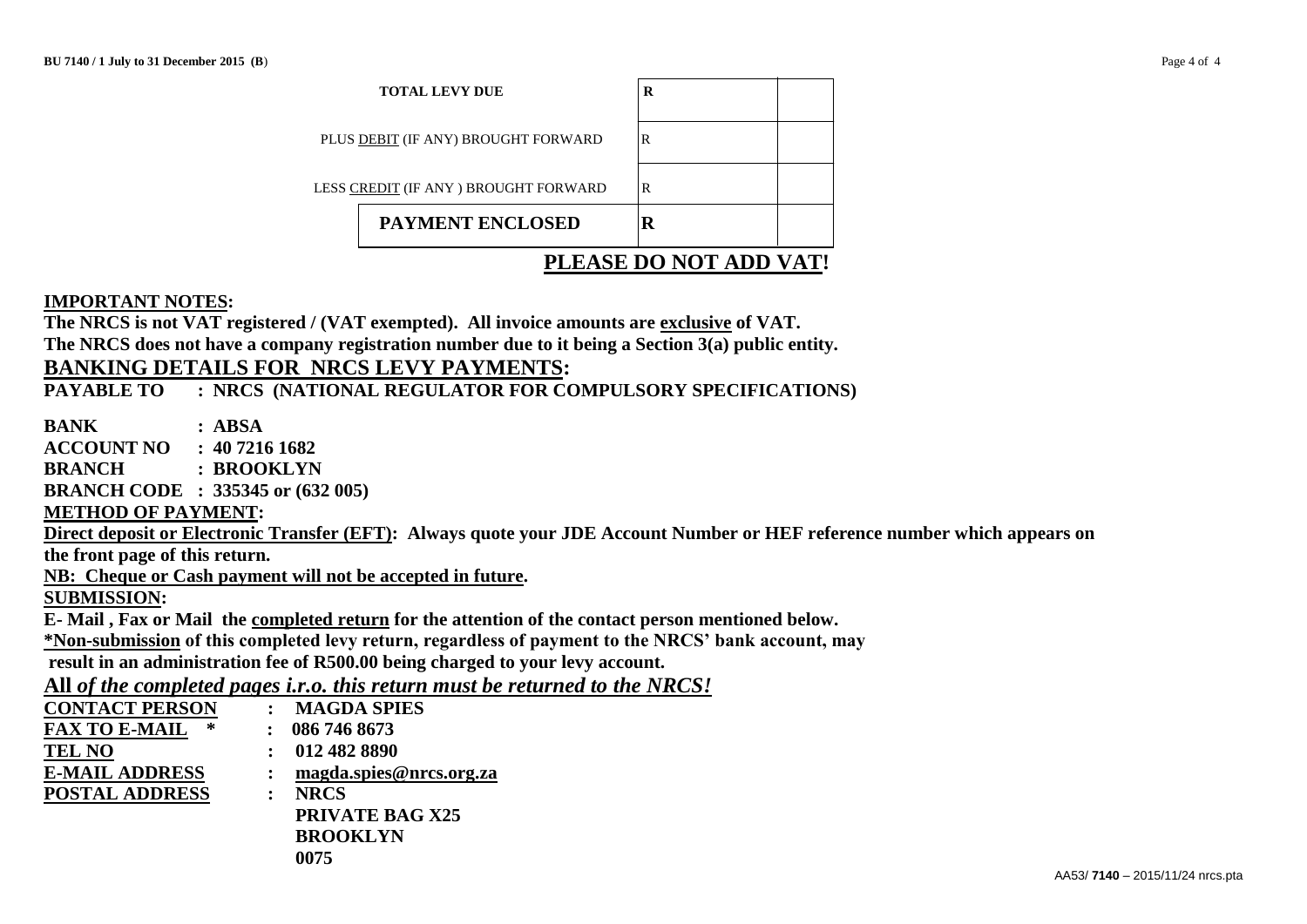| | | |
|---|---|---|
| **TOTAL LEVY DUE** | **R** | |
| PLUS DEBIT (IF ANY) BROUGHT FORWARD | R | |
| LESS CREDIT (IF ANY ) BROUGHT FORWARD | R | |
| **PAYMENT ENCLOSED** | **R** | |

**PLEASE DO NOT ADD VAT!**

**IMPORTANT NOTES:**

**The NRCS is not VAT registered / (VAT exempted). All invoice amounts are exclusive of VAT.**

**The NRCS does not have a company registration number due to it being a Section 3(a) public entity.**

## BANKING DETAILS FOR NRCS LEVY PAYMENTS:

**PAYABLE TO : NRCS (NATIONAL REGULATOR FOR COMPULSORY SPECIFICATIONS)**

**BANK : ABSA**
**ACCOUNT NO : 40 7216 1682**
**BRANCH : BROOKLYN**
**BRANCH CODE : 335345 or (632 005)**

**METHOD OF PAYMENT:**

**Direct deposit or Electronic Transfer (EFT): Always quote your JDE Account Number or HEF reference number which appears on the front page of this return.**

**NB: Cheque or Cash payment will not be accepted in future.**

**SUBMISSION:**

**E- Mail , Fax or Mail the completed return for the attention of the contact person mentioned below.**

**\*Non-submission of this completed levy return, regardless of payment to the NRCS' bank account, may result in an administration fee of R500.00 being charged to your levy account.**

***All of the completed pages i.r.o. this return must be returned to the NRCS!***

**CONTACT PERSON : MAGDA SPIES**
**FAX TO E-MAIL * : 086 746 8673**
**TEL NO : 012 482 8890**
**E-MAIL ADDRESS : magda.spies@nrcs.org.za**
**POSTAL ADDRESS : NRCS**
**PRIVATE BAG X25**
**BROOKLYN**
**0075**

AA53/ **7140** – 2015/11/24 nrcs.pta